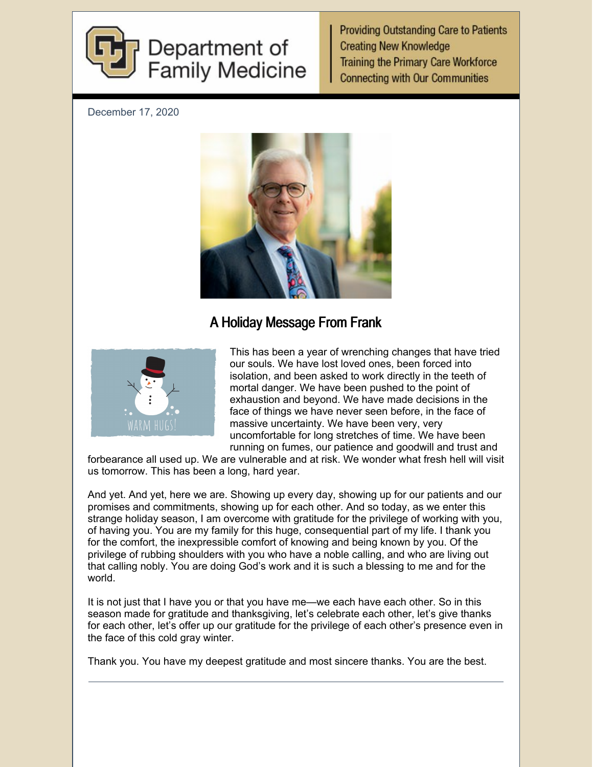Department of Family Medicine

Providing Outstanding Care to Patients
Creating New Knowledge
Training the Primary Care Workforce
Connecting with Our Communities

December 17, 2020

## A Holiday Message From Frank

This has been a year of wrenching changes that have tried our souls. We have lost loved ones, been forced into isolation, and been asked to work directly in the teeth of mortal danger. We have been pushed to the point of exhaustion and beyond. We have made decisions in the face of things we have never seen before, in the face of massive uncertainty. We have been very, very uncomfortable for long stretches of time. We have been running on fumes, our patience and goodwill and trust and forbearance all used up. We are vulnerable and at risk. We wonder what fresh hell will visit us tomorrow. This has been a long, hard year.

And yet. And yet, here we are. Showing up every day, showing up for our patients and our promises and commitments, showing up for each other. And so today, as we enter this strange holiday season, I am overcome with gratitude for the privilege of working with you, of having you. You are my family for this huge, consequential part of my life. I thank you for the comfort, the inexpressible comfort of knowing and being known by you. Of the privilege of rubbing shoulders with you who have a noble calling, and who are living out that calling nobly. You are doing God's work and it is such a blessing to me and for the world.

It is not just that I have you or that you have me—we each have each other. So in this season made for gratitude and thanksgiving, let's celebrate each other, let's give thanks for each other, let's offer up our gratitude for the privilege of each other's presence even in the face of this cold gray winter.

Thank you. You have my deepest gratitude and most sincere thanks. You are the best.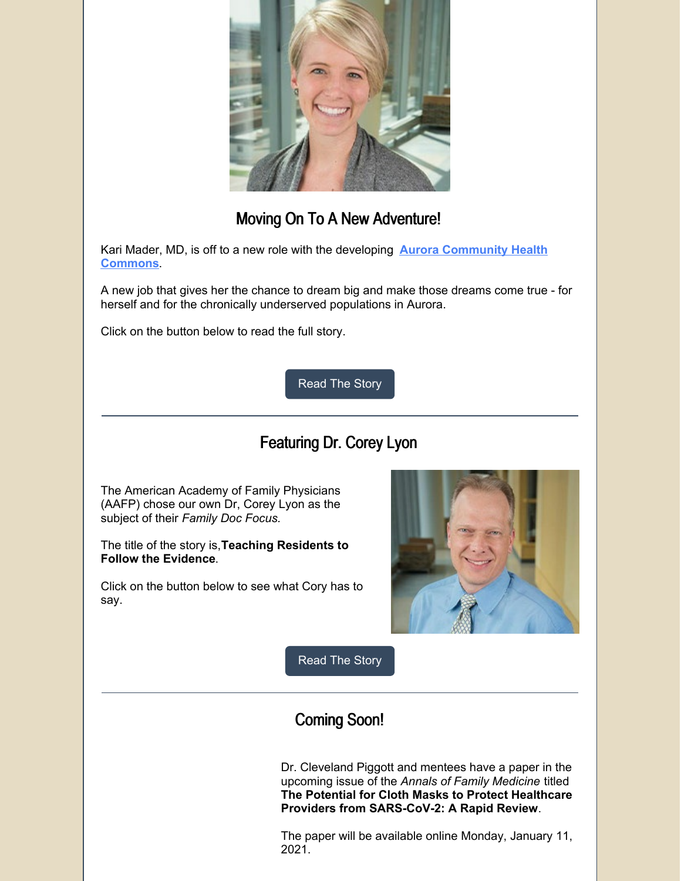## Moving On To A New Adventure!

Kari Mader, MD, is off to a new role with the developing **Aurora Community Health Commons**.

A new job that gives her the chance to dream big and make those dreams come true - for herself and for the chronically underserved populations in Aurora.

Click on the button below to read the full story.

Read The Story

---

## Featuring Dr. Corey Lyon

The American Academy of Family Physicians (AAFP) chose our own Dr, Corey Lyon as the subject of their *Family Doc Focus.*

The title of the story is,**Teaching Residents to Follow the Evidence**.

Click on the button below to see what Cory has to say.

Read The Story

---

## Coming Soon!

Dr. Cleveland Piggott and mentees have a paper in the upcoming issue of the *Annals of Family Medicine* titled **The Potential for Cloth Masks to Protect Healthcare Providers from SARS-CoV-2: A Rapid Review**.

The paper will be available online Monday, January 11, 2021.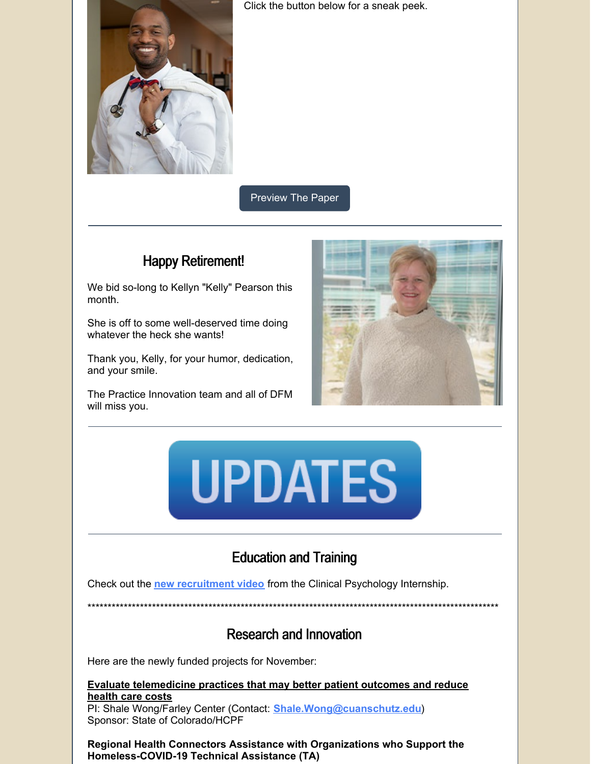Click the button below for a sneak peek.

Preview The Paper

---

## Happy Retirement!

We bid so-long to Kellyn "Kelly" Pearson this month.

She is off to some well-deserved time doing whatever the heck she wants!

Thank you, Kelly, for your humor, dedication, and your smile.

The Practice Innovation team and all of DFM will miss you.

---

UPDATES

---

## Education and Training

Check out the [new recruitment video](#) from the Clinical Psychology Internship.

*****************************************************************************************************

## Research and Innovation

Here are the newly funded projects for November:

**Evaluate telemedicine practices that may better patient outcomes and reduce health care costs**
PI: Shale Wong/Farley Center (Contact: **Shale.Wong@cuanschutz.edu**)
Sponsor: State of Colorado/HCPF

**Regional Health Connectors Assistance with Organizations who Support the Homeless-COVID-19 Technical Assistance (TA)**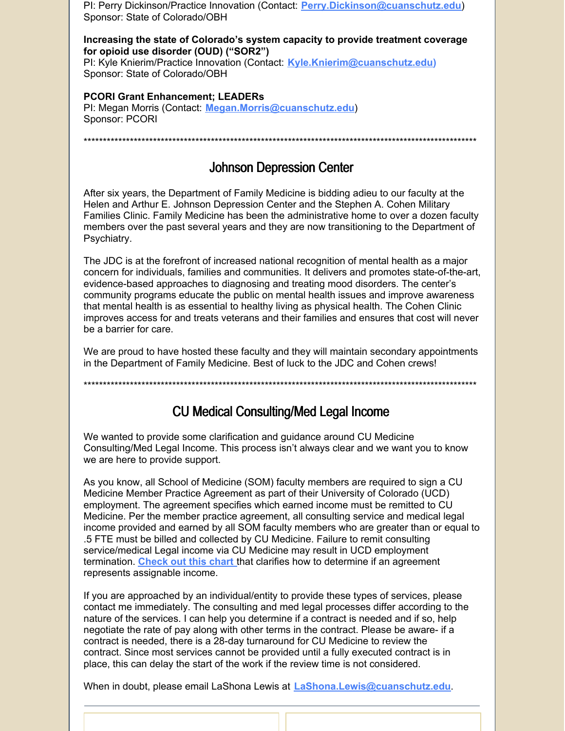PI: Perry Dickinson/Practice Innovation (Contact: [Perry.Dickinson@cuanschutz.edu](mailto:Perry.Dickinson@cuanschutz.edu))
Sponsor: State of Colorado/OBH

**Increasing the state of Colorado's system capacity to provide treatment coverage for opioid use disorder (OUD) ("SOR2")**
PI: Kyle Knierim/Practice Innovation (Contact: [Kyle.Knierim@cuanschutz.edu)](mailto:Kyle.Knierim@cuanschutz.edu)
Sponsor: State of Colorado/OBH

**PCORI Grant Enhancement; LEADERs**
PI: Megan Morris (Contact: [Megan.Morris@cuanschutz.edu](mailto:Megan.Morris@cuanschutz.edu))
Sponsor: PCORI

************************************************************************************************************

## Johnson Depression Center

After six years, the Department of Family Medicine is bidding adieu to our faculty at the Helen and Arthur E. Johnson Depression Center and the Stephen A. Cohen Military Families Clinic. Family Medicine has been the administrative home to over a dozen faculty members over the past several years and they are now transitioning to the Department of Psychiatry.

The JDC is at the forefront of increased national recognition of mental health as a major concern for individuals, families and communities. It delivers and promotes state-of-the-art, evidence-based approaches to diagnosing and treating mood disorders. The center's community programs educate the public on mental health issues and improve awareness that mental health is as essential to healthy living as physical health. The Cohen Clinic improves access for and treats veterans and their families and ensures that cost will never be a barrier for care.

We are proud to have hosted these faculty and they will maintain secondary appointments in the Department of Family Medicine. Best of luck to the JDC and Cohen crews!

************************************************************************************************************

## CU Medical Consulting/Med Legal Income

We wanted to provide some clarification and guidance around CU Medicine Consulting/Med Legal Income. This process isn't always clear and we want you to know we are here to provide support.

As you know, all School of Medicine (SOM) faculty members are required to sign a CU Medicine Member Practice Agreement as part of their University of Colorado (UCD) employment. The agreement specifies which earned income must be remitted to CU Medicine. Per the member practice agreement, all consulting service and medical legal income provided and earned by all SOM faculty members who are greater than or equal to .5 FTE must be billed and collected by CU Medicine. Failure to remit consulting service/medical Legal income via CU Medicine may result in UCD employment termination. **Check out this chart** that clarifies how to determine if an agreement represents assignable income.

If you are approached by an individual/entity to provide these types of services, please contact me immediately. The consulting and med legal processes differ according to the nature of the services. I can help you determine if a contract is needed and if so, help negotiate the rate of pay along with other terms in the contract. Please be aware- if a contract is needed, there is a 28-day turnaround for CU Medicine to review the contract. Since most services cannot be provided until a fully executed contract is in place, this can delay the start of the work if the review time is not considered.

When in doubt, please email LaShona Lewis at [LaShona.Lewis@cuanschutz.edu](mailto:LaShona.Lewis@cuanschutz.edu).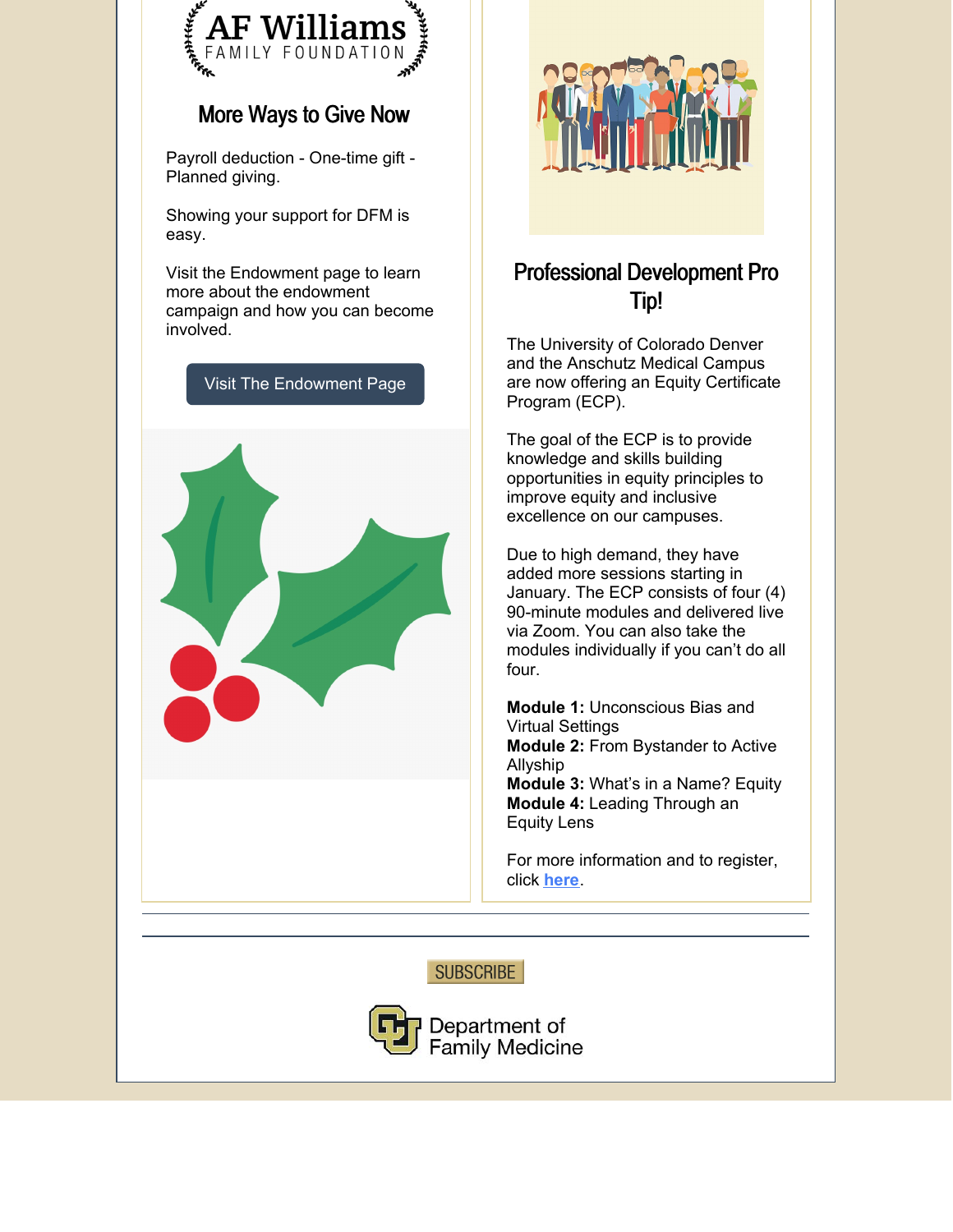AF Williams
FAMILY FOUNDATION

## More Ways to Give Now

Payroll deduction - One-time gift - Planned giving.

Showing your support for DFM is easy.

Visit the Endowment page to learn more about the endowment campaign and how you can become involved.

Visit The Endowment Page

## Professional Development Pro Tip!

The University of Colorado Denver and the Anschutz Medical Campus are now offering an Equity Certificate Program (ECP).

The goal of the ECP is to provide knowledge and skills building opportunities in equity principles to improve equity and inclusive excellence on our campuses.

Due to high demand, they have added more sessions starting in January. The ECP consists of four (4) 90-minute modules and delivered live via Zoom. You can also take the modules individually if you can't do all four.

**Module 1:** Unconscious Bias and Virtual Settings
**Module 2:** From Bystander to Active Allyship
**Module 3:** What's in a Name? Equity
**Module 4:** Leading Through an Equity Lens

For more information and to register, click **here**.

SUBSCRIBE

Department of Family Medicine